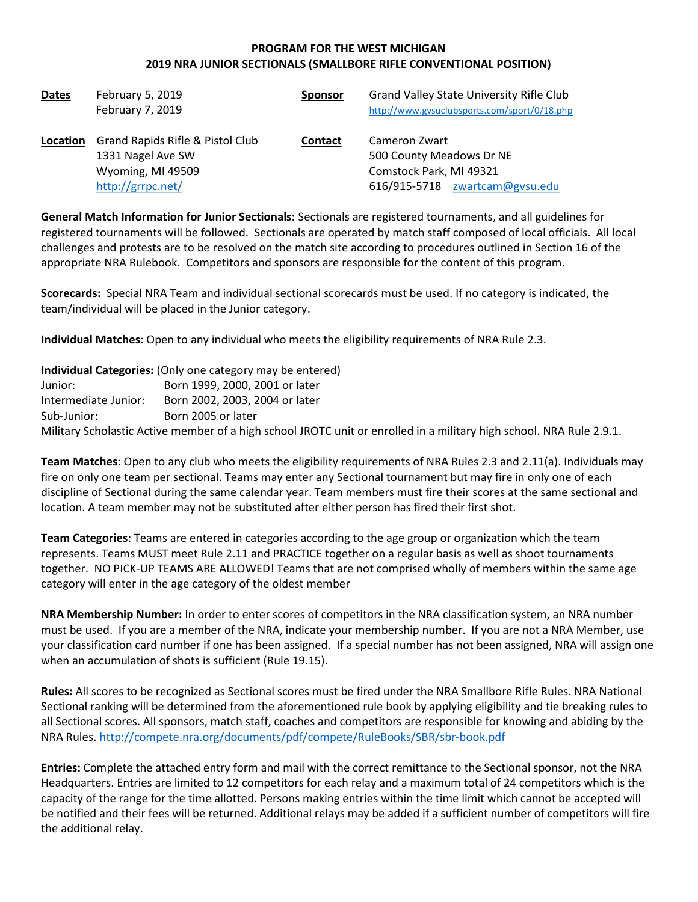# PROGRAM FOR THE WEST MICHIGAN
# 2019 NRA JUNIOR SECTIONALS (SMALLBORE RIFLE CONVENTIONAL POSITION)

**Dates** February 5, 2019
February 7, 2019

**Sponsor** Grand Valley State University Rifle Club
http://www.gvsuclubsports.com/sport/0/18.php

**Location** Grand Rapids Rifle & Pistol Club
1331 Nagel Ave SW
Wyoming, MI 49509
http://grrpc.net/

**Contact** Cameron Zwart
500 County Meadows Dr NE
Comstock Park, MI 49321
616/915-5718 zwartcam@gvsu.edu

**General Match Information for Junior Sectionals:** Sectionals are registered tournaments, and all guidelines for registered tournaments will be followed. Sectionals are operated by match staff composed of local officials. All local challenges and protests are to be resolved on the match site according to procedures outlined in Section 16 of the appropriate NRA Rulebook. Competitors and sponsors are responsible for the content of this program.

**Scorecards:** Special NRA Team and individual sectional scorecards must be used. If no category is indicated, the team/individual will be placed in the Junior category.

**Individual Matches**: Open to any individual who meets the eligibility requirements of NRA Rule 2.3.

**Individual Categories:** (Only one category may be entered)
Junior: Born 1999, 2000, 2001 or later
Intermediate Junior: Born 2002, 2003, 2004 or later
Sub-Junior: Born 2005 or later
Military Scholastic Active member of a high school JROTC unit or enrolled in a military high school. NRA Rule 2.9.1.

**Team Matches**: Open to any club who meets the eligibility requirements of NRA Rules 2.3 and 2.11(a). Individuals may fire on only one team per sectional. Teams may enter any Sectional tournament but may fire in only one of each discipline of Sectional during the same calendar year. Team members must fire their scores at the same sectional and location. A team member may not be substituted after either person has fired their first shot.

**Team Categories**: Teams are entered in categories according to the age group or organization which the team represents. Teams MUST meet Rule 2.11 and PRACTICE together on a regular basis as well as shoot tournaments together. NO PICK-UP TEAMS ARE ALLOWED! Teams that are not comprised wholly of members within the same age category will enter in the age category of the oldest member

**NRA Membership Number:** In order to enter scores of competitors in the NRA classification system, an NRA number must be used. If you are a member of the NRA, indicate your membership number. If you are not a NRA Member, use your classification card number if one has been assigned. If a special number has not been assigned, NRA will assign one when an accumulation of shots is sufficient (Rule 19.15).

**Rules:** All scores to be recognized as Sectional scores must be fired under the NRA Smallbore Rifle Rules. NRA National Sectional ranking will be determined from the aforementioned rule book by applying eligibility and tie breaking rules to all Sectional scores. All sponsors, match staff, coaches and competitors are responsible for knowing and abiding by the NRA Rules. http://compete.nra.org/documents/pdf/compete/RuleBooks/SBR/sbr-book.pdf

**Entries:** Complete the attached entry form and mail with the correct remittance to the Sectional sponsor, not the NRA Headquarters. Entries are limited to 12 competitors for each relay and a maximum total of 24 competitors which is the capacity of the range for the time allotted. Persons making entries within the time limit which cannot be accepted will be notified and their fees will be returned. Additional relays may be added if a sufficient number of competitors will fire the additional relay.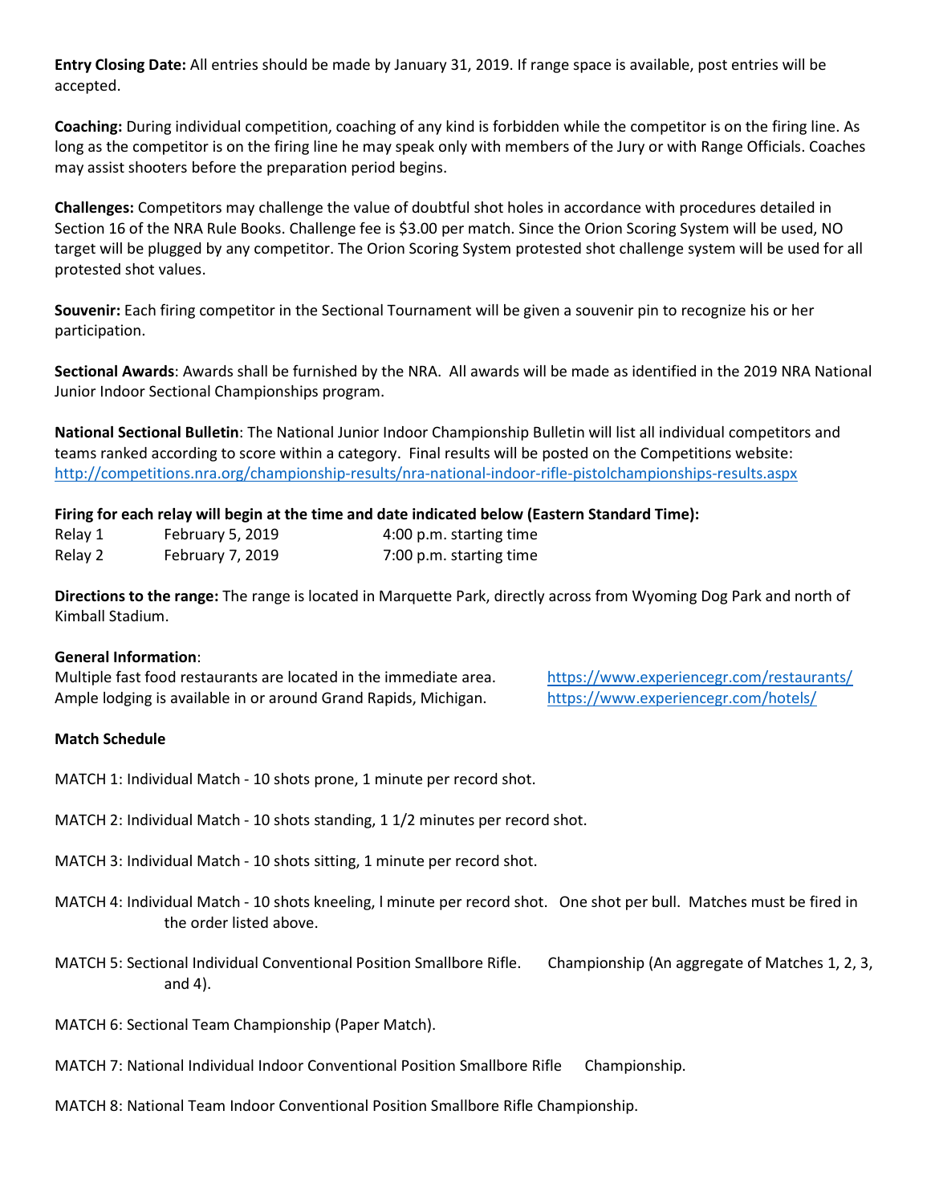**Entry Closing Date:** All entries should be made by January 31, 2019. If range space is available, post entries will be accepted.

**Coaching:** During individual competition, coaching of any kind is forbidden while the competitor is on the firing line. As long as the competitor is on the firing line he may speak only with members of the Jury or with Range Officials. Coaches may assist shooters before the preparation period begins.

**Challenges:** Competitors may challenge the value of doubtful shot holes in accordance with procedures detailed in Section 16 of the NRA Rule Books. Challenge fee is $3.00 per match. Since the Orion Scoring System will be used, NO target will be plugged by any competitor. The Orion Scoring System protested shot challenge system will be used for all protested shot values.

**Souvenir:** Each firing competitor in the Sectional Tournament will be given a souvenir pin to recognize his or her participation.

**Sectional Awards**: Awards shall be furnished by the NRA. All awards will be made as identified in the 2019 NRA National Junior Indoor Sectional Championships program.

**National Sectional Bulletin**: The National Junior Indoor Championship Bulletin will list all individual competitors and teams ranked according to score within a category. Final results will be posted on the Competitions website: http://competitions.nra.org/championship-results/nra-national-indoor-rifle-pistolchampionships-results.aspx

**Firing for each relay will begin at the time and date indicated below (Eastern Standard Time):**

| | | |
|---|---|---|
| Relay 1 | February 5, 2019 | 4:00 p.m. starting time |
| Relay 2 | February 7, 2019 | 7:00 p.m. starting time |

**Directions to the range:** The range is located in Marquette Park, directly across from Wyoming Dog Park and north of Kimball Stadium.

**General Information**:

Multiple fast food restaurants are located in the immediate area. https://www.experiencegr.com/restaurants/

Ample lodging is available in or around Grand Rapids, Michigan. https://www.experiencegr.com/hotels/

**Match Schedule**

MATCH 1: Individual Match - 10 shots prone, 1 minute per record shot.

MATCH 2: Individual Match - 10 shots standing, 1 1/2 minutes per record shot.

MATCH 3: Individual Match - 10 shots sitting, 1 minute per record shot.

MATCH 4: Individual Match - 10 shots kneeling, l minute per record shot. One shot per bull. Matches must be fired in the order listed above.

MATCH 5: Sectional Individual Conventional Position Smallbore Rifle. Championship (An aggregate of Matches 1, 2, 3, and 4).

MATCH 6: Sectional Team Championship (Paper Match).

MATCH 7: National Individual Indoor Conventional Position Smallbore Rifle Championship.

MATCH 8: National Team Indoor Conventional Position Smallbore Rifle Championship.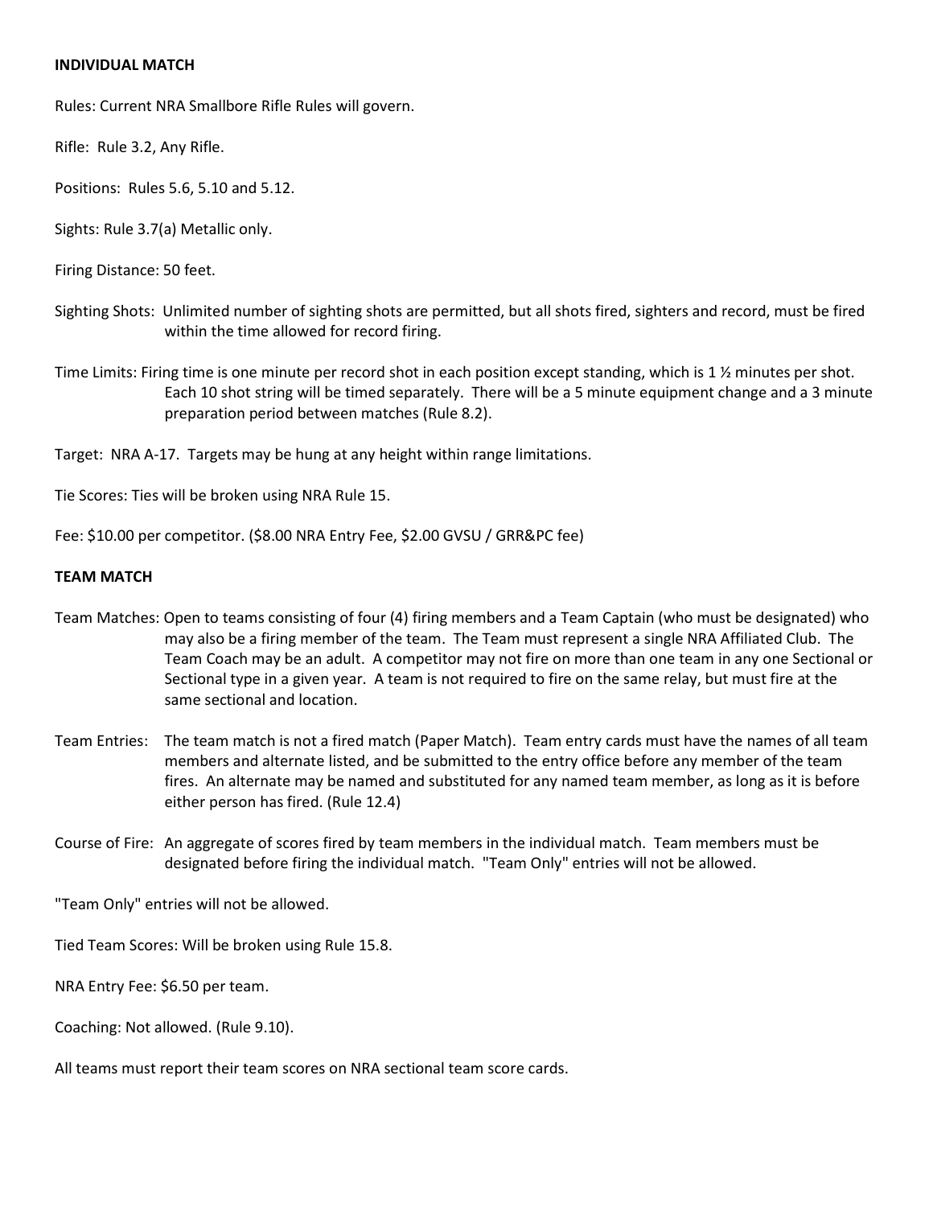**INDIVIDUAL MATCH**

Rules: Current NRA Smallbore Rifle Rules will govern.

Rifle: Rule 3.2, Any Rifle.

Positions: Rules 5.6, 5.10 and 5.12.

Sights: Rule 3.7(a) Metallic only.

Firing Distance: 50 feet.

Sighting Shots: Unlimited number of sighting shots are permitted, but all shots fired, sighters and record, must be fired within the time allowed for record firing.

Time Limits: Firing time is one minute per record shot in each position except standing, which is 1 ½ minutes per shot. Each 10 shot string will be timed separately. There will be a 5 minute equipment change and a 3 minute preparation period between matches (Rule 8.2).

Target: NRA A-17. Targets may be hung at any height within range limitations.

Tie Scores: Ties will be broken using NRA Rule 15.

Fee: $10.00 per competitor. ($8.00 NRA Entry Fee, $2.00 GVSU / GRR&PC fee)

**TEAM MATCH**

Team Matches: Open to teams consisting of four (4) firing members and a Team Captain (who must be designated) who may also be a firing member of the team. The Team must represent a single NRA Affiliated Club. The Team Coach may be an adult. A competitor may not fire on more than one team in any one Sectional or Sectional type in a given year. A team is not required to fire on the same relay, but must fire at the same sectional and location.

Team Entries: The team match is not a fired match (Paper Match). Team entry cards must have the names of all team members and alternate listed, and be submitted to the entry office before any member of the team fires. An alternate may be named and substituted for any named team member, as long as it is before either person has fired. (Rule 12.4)

Course of Fire: An aggregate of scores fired by team members in the individual match. Team members must be designated before firing the individual match. "Team Only" entries will not be allowed.

"Team Only" entries will not be allowed.

Tied Team Scores: Will be broken using Rule 15.8.

NRA Entry Fee: $6.50 per team.

Coaching: Not allowed. (Rule 9.10).

All teams must report their team scores on NRA sectional team score cards.